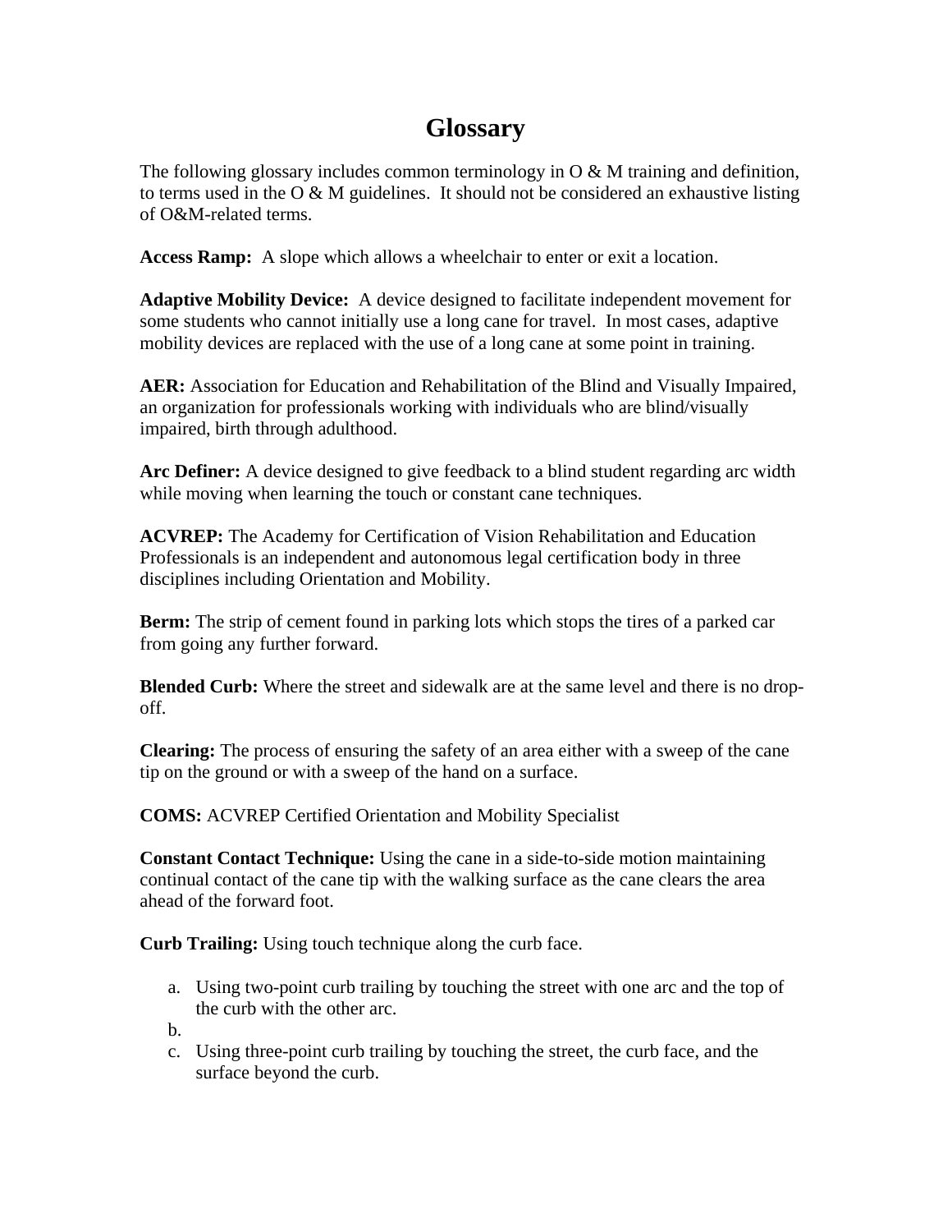# Glossary

The following glossary includes common terminology in O & M training and definition, to terms used in the O & M guidelines.  It should not be considered an exhaustive listing of O&M-related terms.

**Access Ramp:**  A slope which allows a wheelchair to enter or exit a location.

**Adaptive Mobility Device:**  A device designed to facilitate independent movement for some students who cannot initially use a long cane for travel.  In most cases, adaptive mobility devices are replaced with the use of a long cane at some point in training.

**AER:** Association for Education and Rehabilitation of the Blind and Visually Impaired, an organization for professionals working with individuals who are blind/visually impaired, birth through adulthood.

**Arc Definer:** A device designed to give feedback to a blind student regarding arc width while moving when learning the touch or constant cane techniques.

**ACVREP:** The Academy for Certification of Vision Rehabilitation and Education Professionals is an independent and autonomous legal certification body in three disciplines including Orientation and Mobility.

**Berm:** The strip of cement found in parking lots which stops the tires of a parked car from going any further forward.

**Blended Curb:** Where the street and sidewalk are at the same level and there is no drop-off.

**Clearing:** The process of ensuring the safety of an area either with a sweep of the cane tip on the ground or with a sweep of the hand on a surface.

**COMS:** ACVREP Certified Orientation and Mobility Specialist

**Constant Contact Technique:** Using the cane in a side-to-side motion maintaining continual contact of the cane tip with the walking surface as the cane clears the area ahead of the forward foot.

**Curb Trailing:** Using touch technique along the curb face.

a. Using two-point curb trailing by touching the street with one arc and the top of the curb with the other arc.
b. 
c. Using three-point curb trailing by touching the street, the curb face, and the surface beyond the curb.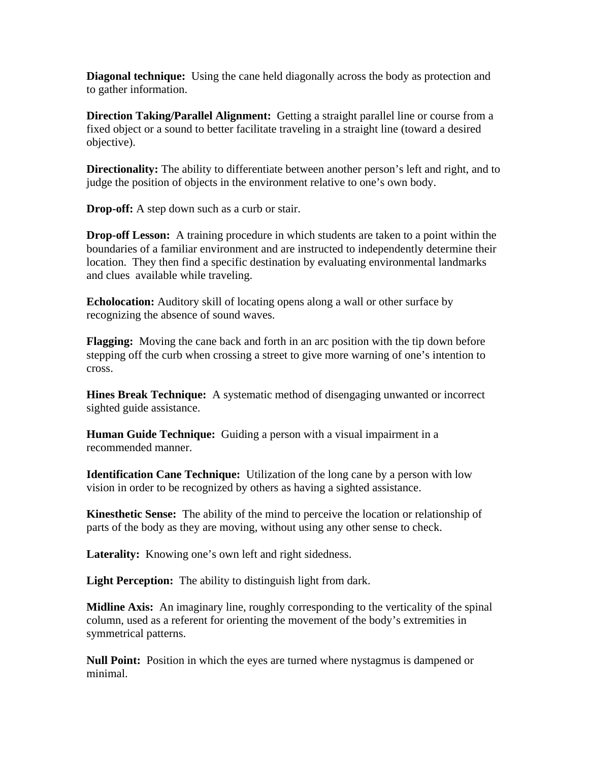**Diagonal technique:** Using the cane held diagonally across the body as protection and to gather information.

**Direction Taking/Parallel Alignment:** Getting a straight parallel line or course from a fixed object or a sound to better facilitate traveling in a straight line (toward a desired objective).

**Directionality:** The ability to differentiate between another person's left and right, and to judge the position of objects in the environment relative to one's own body.

**Drop-off:** A step down such as a curb or stair.

**Drop-off Lesson:** A training procedure in which students are taken to a point within the boundaries of a familiar environment and are instructed to independently determine their location. They then find a specific destination by evaluating environmental landmarks and clues available while traveling.

**Echolocation:** Auditory skill of locating opens along a wall or other surface by recognizing the absence of sound waves.

**Flagging:** Moving the cane back and forth in an arc position with the tip down before stepping off the curb when crossing a street to give more warning of one's intention to cross.

**Hines Break Technique:** A systematic method of disengaging unwanted or incorrect sighted guide assistance.

**Human Guide Technique:** Guiding a person with a visual impairment in a recommended manner.

**Identification Cane Technique:** Utilization of the long cane by a person with low vision in order to be recognized by others as having a sighted assistance.

**Kinesthetic Sense:** The ability of the mind to perceive the location or relationship of parts of the body as they are moving, without using any other sense to check.

**Laterality:** Knowing one's own left and right sidedness.

**Light Perception:** The ability to distinguish light from dark.

**Midline Axis:** An imaginary line, roughly corresponding to the verticality of the spinal column, used as a referent for orienting the movement of the body's extremities in symmetrical patterns.

**Null Point:** Position in which the eyes are turned where nystagmus is dampened or minimal.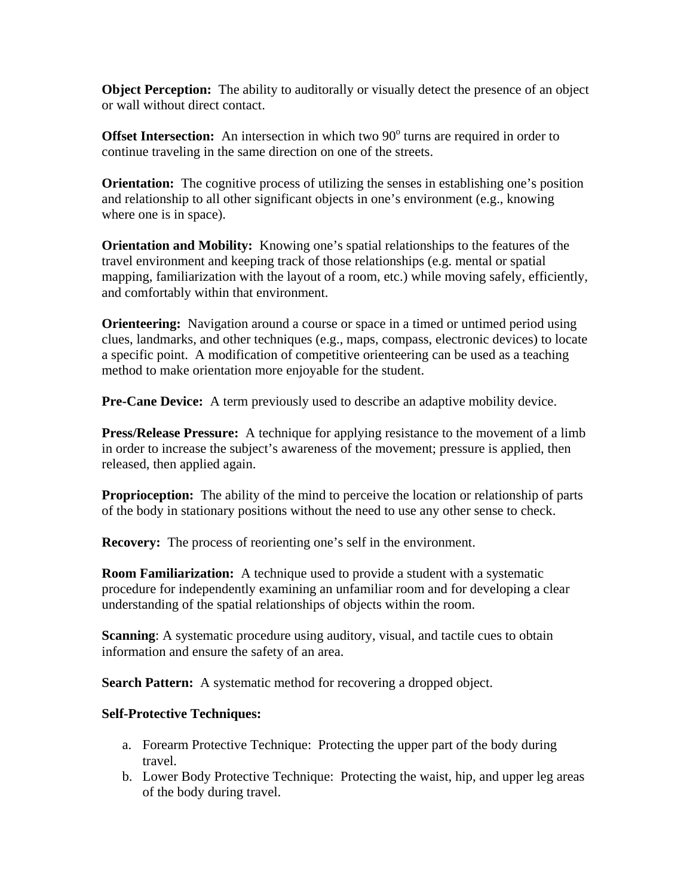**Object Perception:** The ability to auditorally or visually detect the presence of an object or wall without direct contact.

**Offset Intersection:** An intersection in which two $90^o$ turns are required in order to continue traveling in the same direction on one of the streets.

**Orientation:** The cognitive process of utilizing the senses in establishing one's position and relationship to all other significant objects in one's environment (e.g., knowing where one is in space).

**Orientation and Mobility:** Knowing one's spatial relationships to the features of the travel environment and keeping track of those relationships (e.g. mental or spatial mapping, familiarization with the layout of a room, etc.) while moving safely, efficiently, and comfortably within that environment.

**Orienteering:** Navigation around a course or space in a timed or untimed period using clues, landmarks, and other techniques (e.g., maps, compass, electronic devices) to locate a specific point. A modification of competitive orienteering can be used as a teaching method to make orientation more enjoyable for the student.

**Pre-Cane Device:** A term previously used to describe an adaptive mobility device.

**Press/Release Pressure:** A technique for applying resistance to the movement of a limb in order to increase the subject's awareness of the movement; pressure is applied, then released, then applied again.

**Proprioception:** The ability of the mind to perceive the location or relationship of parts of the body in stationary positions without the need to use any other sense to check.

**Recovery:** The process of reorienting one's self in the environment.

**Room Familiarization:** A technique used to provide a student with a systematic procedure for independently examining an unfamiliar room and for developing a clear understanding of the spatial relationships of objects within the room.

**Scanning**: A systematic procedure using auditory, visual, and tactile cues to obtain information and ensure the safety of an area.

**Search Pattern:** A systematic method for recovering a dropped object.

**Self-Protective Techniques:**

a. Forearm Protective Technique: Protecting the upper part of the body during travel.
b. Lower Body Protective Technique: Protecting the waist, hip, and upper leg areas of the body during travel.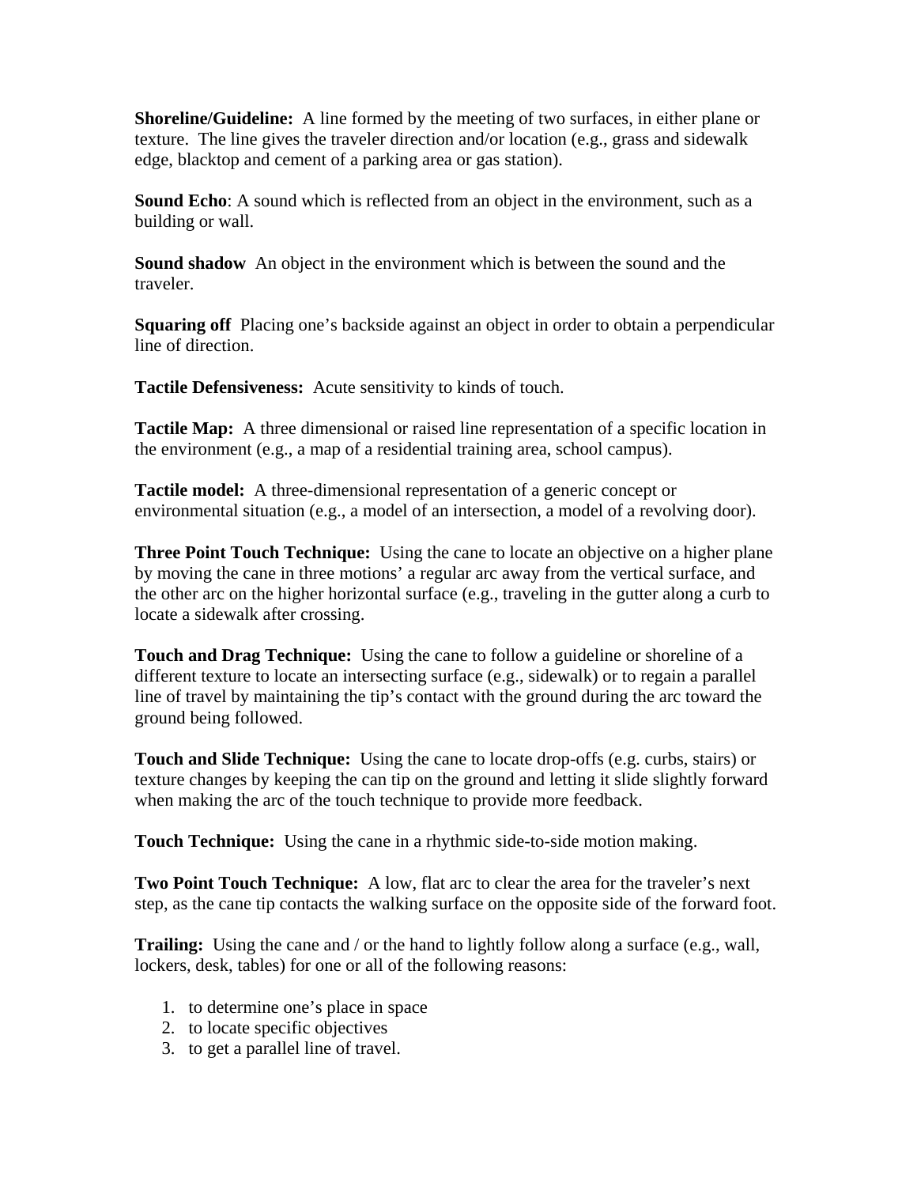**Shoreline/Guideline:** A line formed by the meeting of two surfaces, in either plane or texture. The line gives the traveler direction and/or location (e.g., grass and sidewalk edge, blacktop and cement of a parking area or gas station).

**Sound Echo**: A sound which is reflected from an object in the environment, such as a building or wall.

**Sound shadow** An object in the environment which is between the sound and the traveler.

**Squaring off** Placing one's backside against an object in order to obtain a perpendicular line of direction.

**Tactile Defensiveness:** Acute sensitivity to kinds of touch.

**Tactile Map:** A three dimensional or raised line representation of a specific location in the environment (e.g., a map of a residential training area, school campus).

**Tactile model:** A three-dimensional representation of a generic concept or environmental situation (e.g., a model of an intersection, a model of a revolving door).

**Three Point Touch Technique:** Using the cane to locate an objective on a higher plane by moving the cane in three motions' a regular arc away from the vertical surface, and the other arc on the higher horizontal surface (e.g., traveling in the gutter along a curb to locate a sidewalk after crossing.

**Touch and Drag Technique:** Using the cane to follow a guideline or shoreline of a different texture to locate an intersecting surface (e.g., sidewalk) or to regain a parallel line of travel by maintaining the tip's contact with the ground during the arc toward the ground being followed.

**Touch and Slide Technique:** Using the cane to locate drop-offs (e.g. curbs, stairs) or texture changes by keeping the can tip on the ground and letting it slide slightly forward when making the arc of the touch technique to provide more feedback.

**Touch Technique:** Using the cane in a rhythmic side-to-side motion making.

**Two Point Touch Technique:** A low, flat arc to clear the area for the traveler's next step, as the cane tip contacts the walking surface on the opposite side of the forward foot.

**Trailing:** Using the cane and / or the hand to lightly follow along a surface (e.g., wall, lockers, desk, tables) for one or all of the following reasons:

1. to determine one's place in space
2. to locate specific objectives
3. to get a parallel line of travel.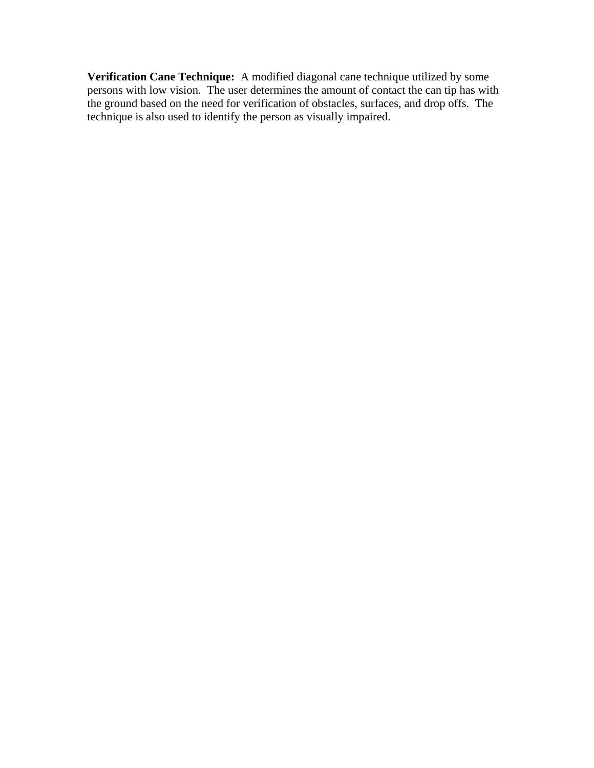**Verification Cane Technique:** A modified diagonal cane technique utilized by some persons with low vision. The user determines the amount of contact the can tip has with the ground based on the need for verification of obstacles, surfaces, and drop offs. The technique is also used to identify the person as visually impaired.